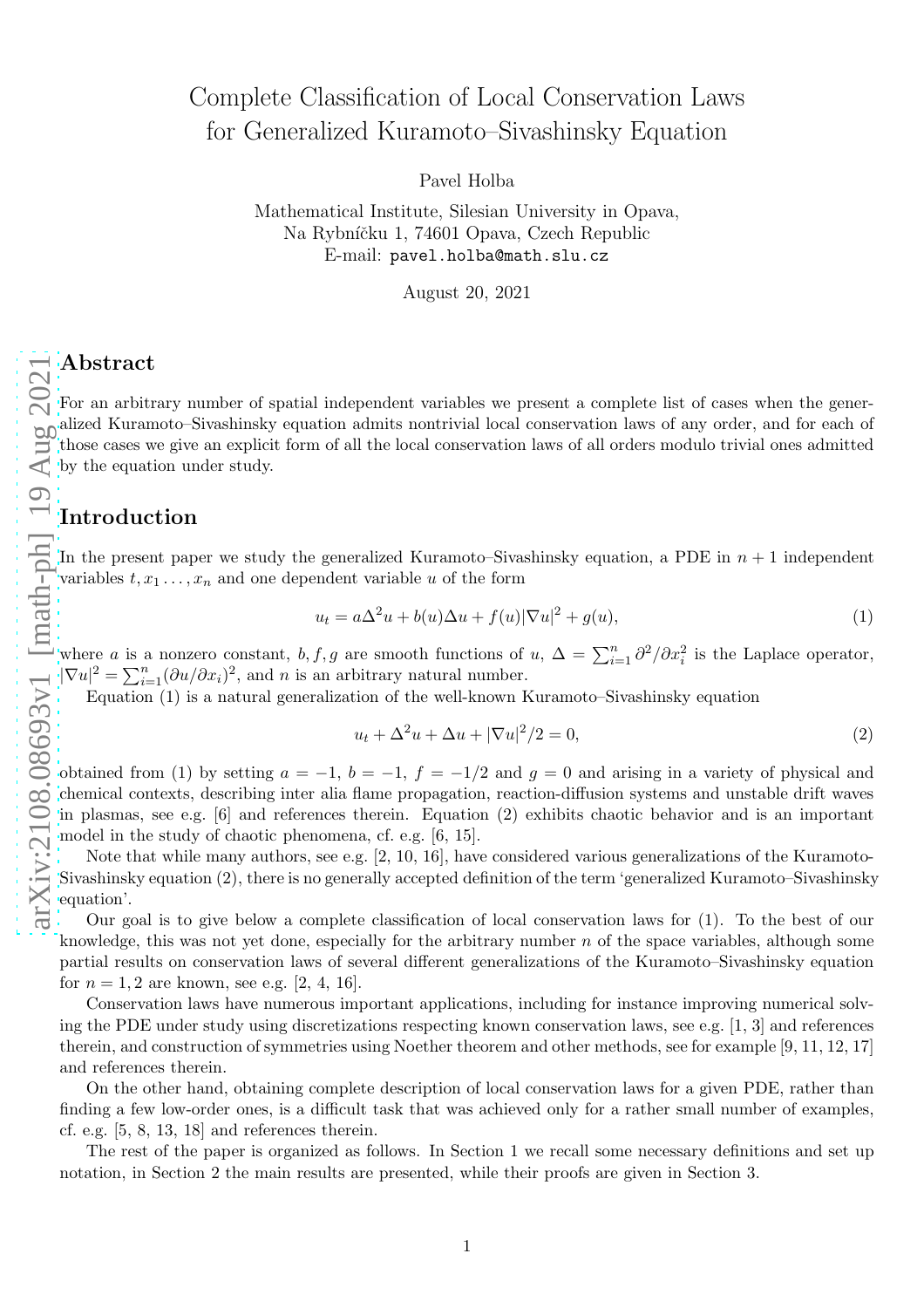# Complete Classification of Local Conservation Laws for Generalized Kuramoto–Sivashinsky Equation

Pavel Holba

Mathematical Institute, Silesian University in Opava,
Na Rybníčku 1, 74601 Opava, Czech Republic
E-mail: pavel.holba@math.slu.cz

August 20, 2021

## Abstract

For an arbitrary number of spatial independent variables we present a complete list of cases when the generalized Kuramoto–Sivashinsky equation admits nontrivial local conservation laws of any order, and for each of those cases we give an explicit form of all the local conservation laws of all orders modulo trivial ones admitted by the equation under study.

## Introduction

In the present paper we study the generalized Kuramoto–Sivashinsky equation, a PDE in $n+1$ independent variables $t, x_1 \ldots, x_n$ and one dependent variable $u$ of the form

$$u_t = a\Delta^2 u + b(u)\Delta u + f(u)|\nabla u|^2 + g(u), \tag{1}$$

where $a$ is a nonzero constant, $b, f, g$ are smooth functions of $u$, $\Delta = \sum_{i=1}^{n} \partial^2/\partial x_i^2$ is the Laplace operator, $|\nabla u|^2 = \sum_{i=1}^{n}(\partial u/\partial x_i)^2$, and $n$ is an arbitrary natural number.

Equation (1) is a natural generalization of the well-known Kuramoto–Sivashinsky equation

$$u_t + \Delta^2 u + \Delta u + |\nabla u|^2/2 = 0, \tag{2}$$

obtained from (1) by setting $a = -1$, $b = -1$, $f = -1/2$ and $g = 0$ and arising in a variety of physical and chemical contexts, describing inter alia flame propagation, reaction-diffusion systems and unstable drift waves in plasmas, see e.g. [6] and references therein. Equation (2) exhibits chaotic behavior and is an important model in the study of chaotic phenomena, cf. e.g. [6, 15].

Note that while many authors, see e.g. [2, 10, 16], have considered various generalizations of the Kuramoto-Sivashinsky equation (2), there is no generally accepted definition of the term 'generalized Kuramoto–Sivashinsky equation'.

Our goal is to give below a complete classification of local conservation laws for (1). To the best of our knowledge, this was not yet done, especially for the arbitrary number $n$ of the space variables, although some partial results on conservation laws of several different generalizations of the Kuramoto–Sivashinsky equation for $n = 1, 2$ are known, see e.g. [2, 4, 16].

Conservation laws have numerous important applications, including for instance improving numerical solving the PDE under study using discretizations respecting known conservation laws, see e.g. [1, 3] and references therein, and construction of symmetries using Noether theorem and other methods, see for example [9, 11, 12, 17] and references therein.

On the other hand, obtaining complete description of local conservation laws for a given PDE, rather than finding a few low-order ones, is a difficult task that was achieved only for a rather small number of examples, cf. e.g. [5, 8, 13, 18] and references therein.

The rest of the paper is organized as follows. In Section 1 we recall some necessary definitions and set up notation, in Section 2 the main results are presented, while their proofs are given in Section 3.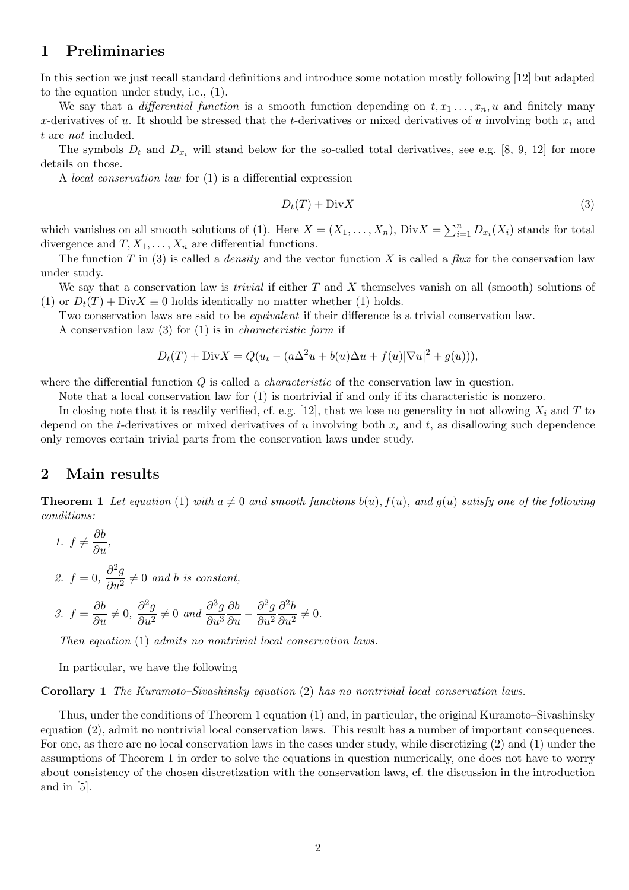## 1 Preliminaries

In this section we just recall standard definitions and introduce some notation mostly following [12] but adapted to the equation under study, i.e., (1).

We say that a *differential function* is a smooth function depending on $t, x_1 \ldots, x_n, u$ and finitely many $x$-derivatives of $u$. It should be stressed that the $t$-derivatives or mixed derivatives of $u$ involving both $x_i$ and $t$ are *not* included.

The symbols $D_t$ and $D_{x_i}$ will stand below for the so-called total derivatives, see e.g. [8, 9, 12] for more details on those.

A *local conservation law* for (1) is a differential expression

$$D_t(T) + \mathrm{Div} X \tag{3}$$

which vanishes on all smooth solutions of (1). Here $X = (X_1, \ldots, X_n)$, $\mathrm{Div} X = \sum_{i=1}^{n} D_{x_i}(X_i)$ stands for total divergence and $T, X_1, \ldots, X_n$ are differential functions.

The function $T$ in (3) is called a *density* and the vector function $X$ is called a *flux* for the conservation law under study.

We say that a conservation law is *trivial* if either $T$ and $X$ themselves vanish on all (smooth) solutions of (1) or $D_t(T) + \mathrm{Div} X \equiv 0$ holds identically no matter whether (1) holds.

Two conservation laws are said to be *equivalent* if their difference is a trivial conservation law.

A conservation law (3) for (1) is in *characteristic form* if

$$D_t(T) + \mathrm{Div} X = Q(u_t - (a\Delta^2 u + b(u)\Delta u + f(u)|\nabla u|^2 + g(u))),$$

where the differential function $Q$ is called a *characteristic* of the conservation law in question.

Note that a local conservation law for (1) is nontrivial if and only if its characteristic is nonzero.

In closing note that it is readily verified, cf. e.g. [12], that we lose no generality in not allowing $X_i$ and $T$ to depend on the $t$-derivatives or mixed derivatives of $u$ involving both $x_i$ and $t$, as disallowing such dependence only removes certain trivial parts from the conservation laws under study.

## 2 Main results

**Theorem 1** *Let equation* (1) *with $a \neq 0$ and smooth functions $b(u), f(u)$, and $g(u)$ satisfy one of the following conditions:*

1. $f \neq \dfrac{\partial b}{\partial u}$,
2. $f = 0$, $\dfrac{\partial^2 g}{\partial u^2} \neq 0$ *and $b$ is constant,*
3. $f = \dfrac{\partial b}{\partial u} \neq 0$, $\dfrac{\partial^2 g}{\partial u^2} \neq 0$ *and* $\dfrac{\partial^3 g}{\partial u^3}\dfrac{\partial b}{\partial u} - \dfrac{\partial^2 g}{\partial u^2}\dfrac{\partial^2 b}{\partial u^2} \neq 0.$

*Then equation* (1) *admits no nontrivial local conservation laws.*

In particular, we have the following

**Corollary 1** *The Kuramoto–Sivashinsky equation* (2) *has no nontrivial local conservation laws.*

Thus, under the conditions of Theorem 1 equation (1) and, in particular, the original Kuramoto–Sivashinsky equation (2), admit no nontrivial local conservation laws. This result has a number of important consequences. For one, as there are no local conservation laws in the cases under study, while discretizing (2) and (1) under the assumptions of Theorem 1 in order to solve the equations in question numerically, one does not have to worry about consistency of the chosen discretization with the conservation laws, cf. the discussion in the introduction and in [5].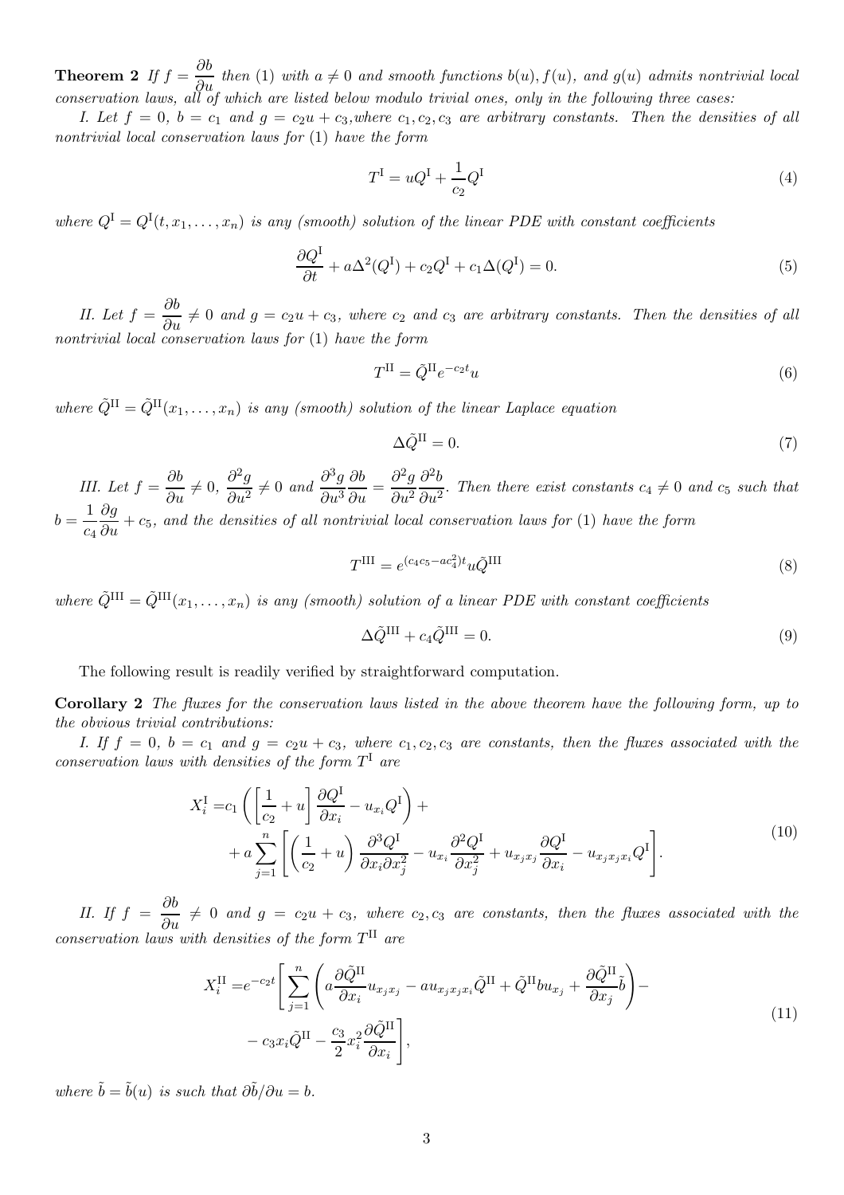**Theorem 2** *If $f = \dfrac{\partial b}{\partial u}$ then* (1) *with $a \neq 0$ and smooth functions $b(u), f(u)$, and $g(u)$ admits nontrivial local conservation laws, all of which are listed below modulo trivial ones, only in the following three cases:*

*I. Let $f = 0$, $b = c_1$ and $g = c_2 u + c_3$, where $c_1, c_2, c_3$ are arbitrary constants. Then the densities of all nontrivial local conservation laws for* (1) *have the form*

$$T^{\mathrm{I}} = uQ^{\mathrm{I}} + \frac{1}{c_2}Q^{\mathrm{I}} \tag{4}$$

*where $Q^{\mathrm{I}} = Q^{\mathrm{I}}(t, x_1, \ldots, x_n)$ is any (smooth) solution of the linear PDE with constant coefficients*

$$\frac{\partial Q^{\mathrm{I}}}{\partial t} + a\Delta^2(Q^{\mathrm{I}}) + c_2 Q^{\mathrm{I}} + c_1\Delta(Q^{\mathrm{I}}) = 0. \tag{5}$$

*II. Let $f = \dfrac{\partial b}{\partial u} \neq 0$ and $g = c_2 u + c_3$, where $c_2$ and $c_3$ are arbitrary constants. Then the densities of all nontrivial local conservation laws for* (1) *have the form*

$$T^{\mathrm{II}} = \tilde{Q}^{\mathrm{II}} e^{-c_2 t} u \tag{6}$$

*where $\tilde{Q}^{\mathrm{II}} = \tilde{Q}^{\mathrm{II}}(x_1, \ldots, x_n)$ is any (smooth) solution of the linear Laplace equation*

$$\Delta\tilde{Q}^{\mathrm{II}} = 0. \tag{7}$$

*III. Let $f = \dfrac{\partial b}{\partial u} \neq 0$, $\dfrac{\partial^2 g}{\partial u^2} \neq 0$ and $\dfrac{\partial^3 g}{\partial u^3}\dfrac{\partial b}{\partial u} = \dfrac{\partial^2 g}{\partial u^2}\dfrac{\partial^2 b}{\partial u^2}$. Then there exist constants $c_4 \neq 0$ and $c_5$ such that $b = \dfrac{1}{c_4}\dfrac{\partial g}{\partial u} + c_5$, and the densities of all nontrivial local conservation laws for* (1) *have the form*

$$T^{\mathrm{III}} = e^{(c_4 c_5 - a c_4^2)t} u \tilde{Q}^{\mathrm{III}} \tag{8}$$

*where $\tilde{Q}^{\mathrm{III}} = \tilde{Q}^{\mathrm{III}}(x_1, \ldots, x_n)$ is any (smooth) solution of a linear PDE with constant coefficients*

$$\Delta\tilde{Q}^{\mathrm{III}} + c_4\tilde{Q}^{\mathrm{III}} = 0. \tag{9}$$

The following result is readily verified by straightforward computation.

**Corollary 2** *The fluxes for the conservation laws listed in the above theorem have the following form, up to the obvious trivial contributions:*

*I. If $f = 0$, $b = c_1$ and $g = c_2 u + c_3$, where $c_1, c_2, c_3$ are constants, then the fluxes associated with the conservation laws with densities of the form $T^{\mathrm{I}}$ are*

$$\begin{aligned} X_i^{\mathrm{I}} =& c_1\left(\left[\frac{1}{c_2} + u\right]\frac{\partial Q^{\mathrm{I}}}{\partial x_i} - u_{x_i}Q^{\mathrm{I}}\right) + \\ &+ a\sum_{j=1}^{n}\left[\left(\frac{1}{c_2} + u\right)\frac{\partial^3 Q^{\mathrm{I}}}{\partial x_i \partial x_j^2} - u_{x_i}\frac{\partial^2 Q^{\mathrm{I}}}{\partial x_j^2} + u_{x_j x_j}\frac{\partial Q^{\mathrm{I}}}{\partial x_i} - u_{x_j x_j x_i}Q^{\mathrm{I}}\right]. \end{aligned} \tag{10}$$

*II. If $f = \dfrac{\partial b}{\partial u} \neq 0$ and $g = c_2 u + c_3$, where $c_2, c_3$ are constants, then the fluxes associated with the conservation laws with densities of the form $T^{\mathrm{II}}$ are*

$$\begin{aligned} X_i^{\mathrm{II}} =& e^{-c_2 t}\Bigg[\sum_{j=1}^{n}\left(a\frac{\partial\tilde{Q}^{\mathrm{II}}}{\partial x_i}u_{x_j x_j} - a u_{x_j x_j x_i}\tilde{Q}^{\mathrm{II}} + \tilde{Q}^{\mathrm{II}} b u_{x_j} + \frac{\partial\tilde{Q}^{\mathrm{II}}}{\partial x_j}\tilde{b}\right) - \\ &- c_3 x_i \tilde{Q}^{\mathrm{II}} - \frac{c_3}{2}x_i^2\frac{\partial\tilde{Q}^{\mathrm{II}}}{\partial x_i}\Bigg], \end{aligned} \tag{11}$$

*where $\tilde{b} = \tilde{b}(u)$ is such that $\partial\tilde{b}/\partial u = b$.*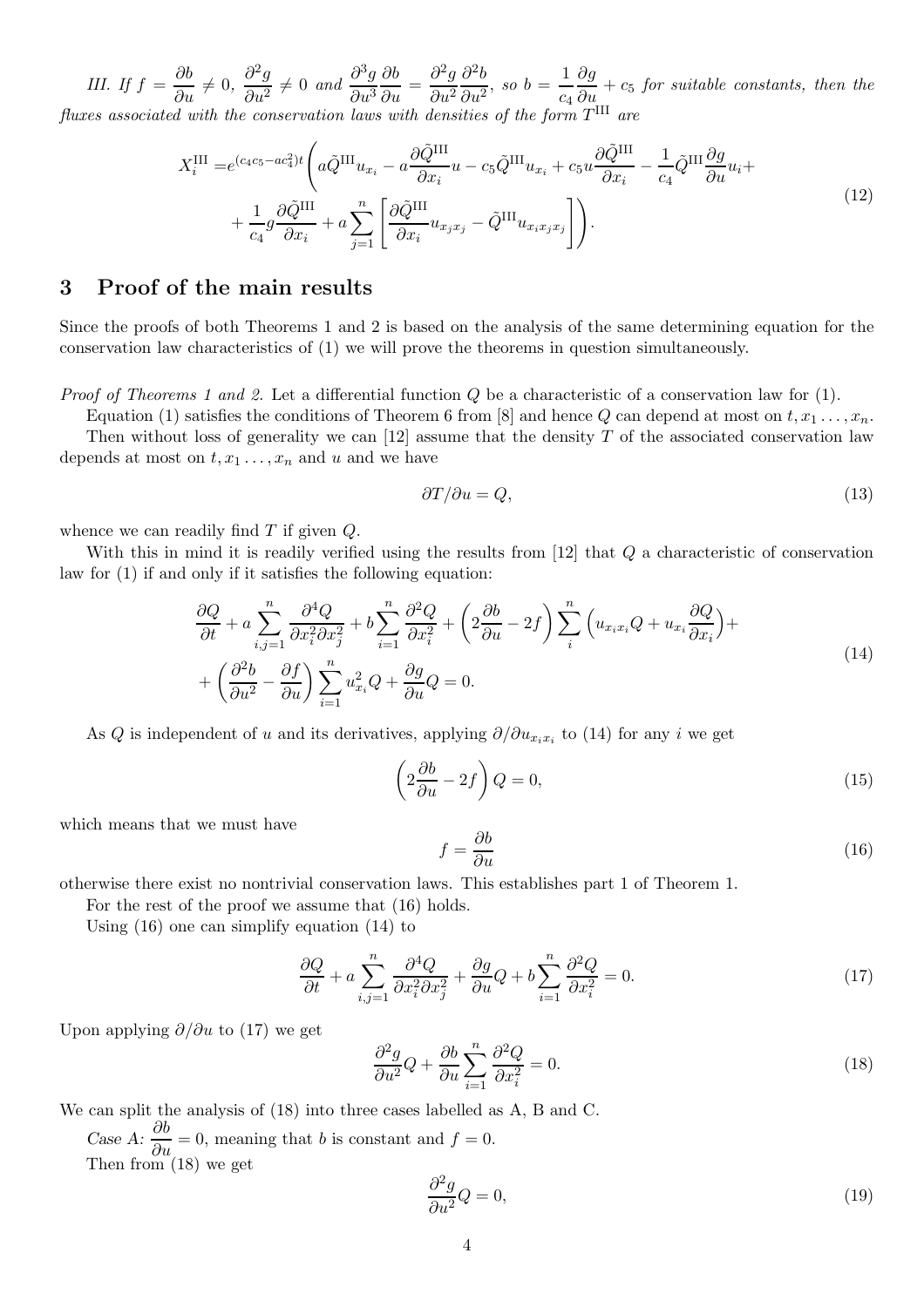*III. If* $f = \dfrac{\partial b}{\partial u} \neq 0$, $\dfrac{\partial^2 g}{\partial u^2} \neq 0$ *and* $\dfrac{\partial^3 g}{\partial u^3}\dfrac{\partial b}{\partial u} = \dfrac{\partial^2 g}{\partial u^2}\dfrac{\partial^2 b}{\partial u^2}$, *so* $b = \dfrac{1}{c_4}\dfrac{\partial g}{\partial u} + c_5$ *for suitable constants, then the fluxes associated with the conservation laws with densities of the form* $T^{\mathrm{III}}$ *are*

$$
\begin{aligned}
X_i^{\mathrm{III}} =& e^{(c_4c_5 - ac_4^2)t}\Bigg( a\tilde{Q}^{\mathrm{III}} u_{x_i} - a\frac{\partial \tilde{Q}^{\mathrm{III}}}{\partial x_i} u - c_5 \tilde{Q}^{\mathrm{III}} u_{x_i} + c_5 u \frac{\partial \tilde{Q}^{\mathrm{III}}}{\partial x_i} - \frac{1}{c_4}\tilde{Q}^{\mathrm{III}}\frac{\partial g}{\partial u} u_i + \\
&+ \frac{1}{c_4} g \frac{\partial \tilde{Q}^{\mathrm{III}}}{\partial x_i} + a\sum_{j=1}^{n}\left[\frac{\partial \tilde{Q}^{\mathrm{III}}}{\partial x_i} u_{x_j x_j} - \tilde{Q}^{\mathrm{III}} u_{x_i x_j x_j}\right]\Bigg).
\end{aligned}
\tag{12}
$$

## 3 Proof of the main results

Since the proofs of both Theorems 1 and 2 is based on the analysis of the same determining equation for the conservation law characteristics of (1) we will prove the theorems in question simultaneously.

*Proof of Theorems 1 and 2.* Let a differential function $Q$ be a characteristic of a conservation law for (1).

Equation (1) satisfies the conditions of Theorem 6 from [8] and hence $Q$ can depend at most on $t, x_1 \dots, x_n$.

Then without loss of generality we can [12] assume that the density $T$ of the associated conservation law depends at most on $t, x_1 \dots, x_n$ and $u$ and we have

$$
\partial T/\partial u = Q,
\tag{13}
$$

whence we can readily find $T$ if given $Q$.

With this in mind it is readily verified using the results from [12] that $Q$ a characteristic of conservation law for (1) if and only if it satisfies the following equation:

$$
\begin{aligned}
&\frac{\partial Q}{\partial t} + a\sum_{i,j=1}^{n}\frac{\partial^4 Q}{\partial x_i^2 \partial x_j^2} + b\sum_{i=1}^{n}\frac{\partial^2 Q}{\partial x_i^2} + \left(2\frac{\partial b}{\partial u} - 2f\right)\sum_{i}^{n}\left(u_{x_i x_i} Q + u_{x_i}\frac{\partial Q}{\partial x_i}\right) + \\
&+ \left(\frac{\partial^2 b}{\partial u^2} - \frac{\partial f}{\partial u}\right)\sum_{i=1}^{n} u_{x_i}^2 Q + \frac{\partial g}{\partial u} Q = 0.
\end{aligned}
\tag{14}
$$

As $Q$ is independent of $u$ and its derivatives, applying $\partial/\partial u_{x_i x_i}$ to (14) for any $i$ we get

$$
\left(2\frac{\partial b}{\partial u} - 2f\right) Q = 0,
\tag{15}
$$

which means that we must have

$$
f = \frac{\partial b}{\partial u}
\tag{16}
$$

otherwise there exist no nontrivial conservation laws. This establishes part 1 of Theorem 1.

For the rest of the proof we assume that (16) holds.

Using (16) one can simplify equation (14) to

$$
\frac{\partial Q}{\partial t} + a\sum_{i,j=1}^{n}\frac{\partial^4 Q}{\partial x_i^2 \partial x_j^2} + \frac{\partial g}{\partial u} Q + b\sum_{i=1}^{n}\frac{\partial^2 Q}{\partial x_i^2} = 0.
\tag{17}
$$

Upon applying $\partial/\partial u$ to (17) we get

$$
\frac{\partial^2 g}{\partial u^2} Q + \frac{\partial b}{\partial u}\sum_{i=1}^{n}\frac{\partial^2 Q}{\partial x_i^2} = 0.
\tag{18}
$$

We can split the analysis of (18) into three cases labelled as A, B and C.

*Case A:* $\dfrac{\partial b}{\partial u} = 0$, meaning that $b$ is constant and $f = 0$.

Then from (18) we get

$$
\frac{\partial^2 g}{\partial u^2} Q = 0,
\tag{19}
$$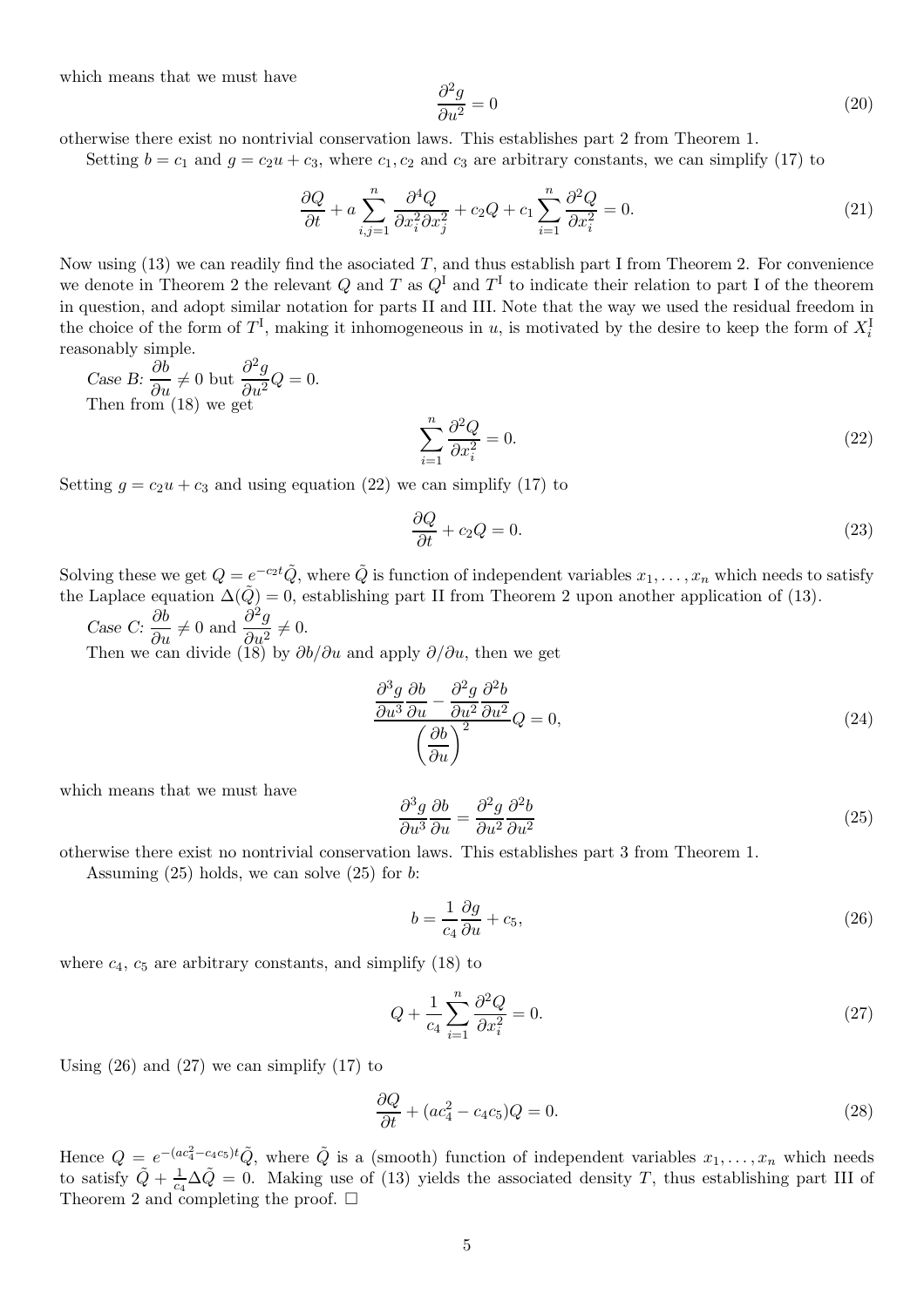which means that we must have

$$\frac{\partial^2 g}{\partial u^2} = 0 \tag{20}$$

otherwise there exist no nontrivial conservation laws. This establishes part 2 from Theorem 1.

Setting $b = c_1$ and $g = c_2 u + c_3$, where $c_1, c_2$ and $c_3$ are arbitrary constants, we can simplify (17) to

$$\frac{\partial Q}{\partial t} + a \sum_{i,j=1}^{n} \frac{\partial^4 Q}{\partial x_i^2 \partial x_j^2} + c_2 Q + c_1 \sum_{i=1}^{n} \frac{\partial^2 Q}{\partial x_i^2} = 0. \tag{21}$$

Now using (13) we can readily find the asociated $T$, and thus establish part I from Theorem 2. For convenience we denote in Theorem 2 the relevant $Q$ and $T$ as $Q^{\mathrm{I}}$ and $T^{\mathrm{I}}$ to indicate their relation to part I of the theorem in question, and adopt similar notation for parts II and III. Note that the way we used the residual freedom in the choice of the form of $T^{\mathrm{I}}$, making it inhomogeneous in $u$, is motivated by the desire to keep the form of $X_i^{\mathrm{I}}$ reasonably simple.

*Case B:* $\dfrac{\partial b}{\partial u} \neq 0$ but $\dfrac{\partial^2 g}{\partial u^2} Q = 0$.

Then from (18) we get

$$\sum_{i=1}^{n} \frac{\partial^2 Q}{\partial x_i^2} = 0. \tag{22}$$

Setting $g = c_2 u + c_3$ and using equation (22) we can simplify (17) to

$$\frac{\partial Q}{\partial t} + c_2 Q = 0. \tag{23}$$

Solving these we get $Q = e^{-c_2 t} \tilde{Q}$, where $\tilde{Q}$ is function of independent variables $x_1, \ldots, x_n$ which needs to satisfy the Laplace equation $\Delta(\tilde{Q}) = 0$, establishing part II from Theorem 2 upon another application of (13).

*Case C:* $\dfrac{\partial b}{\partial u} \neq 0$ and $\dfrac{\partial^2 g}{\partial u^2} \neq 0$.

Then we can divide (18) by $\partial b/\partial u$ and apply $\partial/\partial u$, then we get

$$\frac{\dfrac{\partial^3 g}{\partial u^3}\dfrac{\partial b}{\partial u} - \dfrac{\partial^2 g}{\partial u^2}\dfrac{\partial^2 b}{\partial u^2}}{\left(\dfrac{\partial b}{\partial u}\right)^2} Q = 0, \tag{24}$$

which means that we must have

$$\frac{\partial^3 g}{\partial u^3}\frac{\partial b}{\partial u} = \frac{\partial^2 g}{\partial u^2}\frac{\partial^2 b}{\partial u^2} \tag{25}$$

otherwise there exist no nontrivial conservation laws. This establishes part 3 from Theorem 1.

Assuming (25) holds, we can solve (25) for $b$:

$$b = \frac{1}{c_4}\frac{\partial g}{\partial u} + c_5, \tag{26}$$

where $c_4$, $c_5$ are arbitrary constants, and simplify (18) to

$$Q + \frac{1}{c_4} \sum_{i=1}^{n} \frac{\partial^2 Q}{\partial x_i^2} = 0. \tag{27}$$

Using (26) and (27) we can simplify (17) to

$$\frac{\partial Q}{\partial t} + (a c_4^2 - c_4 c_5) Q = 0. \tag{28}$$

Hence $Q = e^{-(a c_4^2 - c_4 c_5)t} \tilde{Q}$, where $\tilde{Q}$ is a (smooth) function of independent variables $x_1, \ldots, x_n$ which needs to satisfy $\tilde{Q} + \frac{1}{c_4} \Delta \tilde{Q} = 0$. Making use of (13) yields the associated density $T$, thus establishing part III of Theorem 2 and completing the proof. □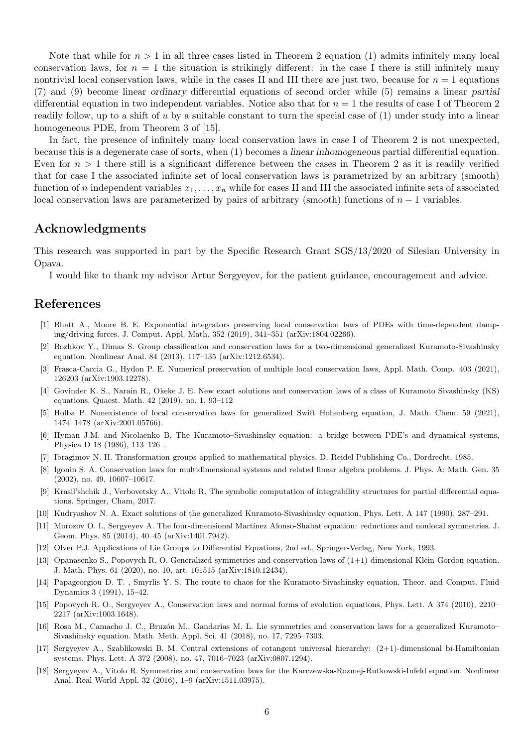Note that while for $n > 1$ in all three cases listed in Theorem 2 equation (1) admits infinitely many local conservation laws, for $n = 1$ the situation is strikingly different: in the case I there is still infinitely many nontrivial local conservation laws, while in the cases II and III there are just two, because for $n = 1$ equations (7) and (9) become linear *ordinary* differential equations of second order while (5) remains a linear *partial* differential equation in two independent variables. Notice also that for $n = 1$ the results of case I of Theorem 2 readily follow, up to a shift of $u$ by a suitable constant to turn the special case of (1) under study into a linear homogeneous PDE, from Theorem 3 of [15].

In fact, the presence of infinitely many local conservation laws in case I of Theorem 2 is not unexpected, because this is a degenerate case of sorts, when (1) becomes a *linear inhomogeneous* partial differential equation. Even for $n > 1$ there still is a significant difference between the cases in Theorem 2 as it is readily verified that for case I the associated infinite set of local conservation laws is parametrized by an arbitrary (smooth) function of $n$ independent variables $x_1, \dots, x_n$ while for cases II and III the associated infinite sets of associated local conservation laws are parameterized by pairs of arbitrary (smooth) functions of $n - 1$ variables.

## Acknowledgments

This research was supported in part by the Specific Research Grant SGS/13/2020 of Silesian University in Opava.

I would like to thank my advisor Artur Sergyeyev, for the patient guidance, encouragement and advice.

## References

[1] Bhatt A., Moore B. E. Exponential integrators preserving local conservation laws of PDEs with time-dependent damping/driving forces. J. Comput. Appl. Math. 352 (2019), 341–351 (arXiv:1804.02266).

[2] Bozhkov Y., Dimas S. Group classification and conservation laws for a two-dimensional generalized Kuramoto-Sivashinsky equation. Nonlinear Anal. 84 (2013), 117–135 (arXiv:1212.6534).

[3] Frasca-Caccia G., Hydon P. E. Numerical preservation of multiple local conservation laws, Appl. Math. Comp. 403 (2021), 126203 (arXiv:1903.12278).

[4] Govinder K. S., Narain R., Okeke J. E. New exact solutions and conservation laws of a class of Kuramoto Sivashinsky (KS) equations. Quaest. Math. 42 (2019), no. 1, 93–112

[5] Holba P. Nonexistence of local conservation laws for generalized Swift–Hohenberg equation, J. Math. Chem. 59 (2021), 1474–1478 (arXiv:2001.05766).

[6] Hyman J.M. and Nicolaenko B. The Kuramoto–Sivashinsky equation: a bridge between PDE's and dynamical systems, Physica D 18 (1986), 113–126 .

[7] Ibragimov N. H. Transformation groups applied to mathematical physics. D. Reidel Publishing Co., Dordrecht, 1985.

[8] Igonin S. A. Conservation laws for multidimensional systems and related linear algebra problems. J. Phys. A: Math. Gen. 35 (2002), no. 49, 10607–10617.

[9] Krasil'shchik J., Verbovetsky A., Vitolo R. The symbolic computation of integrability structures for partial differential equations. Springer, Cham, 2017.

[10] Kudryashov N. A. Exact solutions of the generalized Kuramoto-Sivashinsky equation, Phys. Lett. A 147 (1990), 287–291.

[11] Morozov O. I., Sergyeyev A. The four-dimensional Martínez Alonso-Shabat equation: reductions and nonlocal symmetries. J. Geom. Phys. 85 (2014), 40–45 (arXiv:1401.7942).

[12] Olver P.J. Applications of Lie Groups to Differential Equations, 2nd ed., Springer-Verlag, New York, 1993.

[13] Opanasenko S., Popovych R. O. Generalized symmetries and conservation laws of (1+1)-dimensional Klein-Gordon equation. J. Math. Phys. 61 (2020), no. 10, art. 101515 (arXiv:1810.12434).

[14] Papageorgiou D. T. , Smyrlis Y. S. The route to chaos for the Kuramoto-Sivashinsky equation, Theor. and Comput. Fluid Dynamics 3 (1991), 15–42.

[15] Popovych R. O., Sergyeyev A., Conservation laws and normal forms of evolution equations, Phys. Lett. A 374 (2010), 2210–2217 (arXiv:1003.1648).

[16] Rosa M., Camacho J. C., Bruzón M., Gandarias M. L. Lie symmetries and conservation laws for a generalized Kuramoto–Sivashinsky equation. Math. Meth. Appl. Sci. 41 (2018), no. 17, 7295–7303.

[17] Sergyeyev A., Szablikowski B. M. Central extensions of cotangent universal hierarchy: (2+1)-dimensional bi-Hamiltonian systems. Phys. Lett. A 372 (2008), no. 47, 7016–7023 (arXiv:0807.1294).

[18] Sergyeyev A., Vitolo R. Symmetries and conservation laws for the Karczewska-Rozmej-Rutkowski-Infeld equation. Nonlinear Anal. Real World Appl. 32 (2016), 1–9 (arXiv:1511.03975).